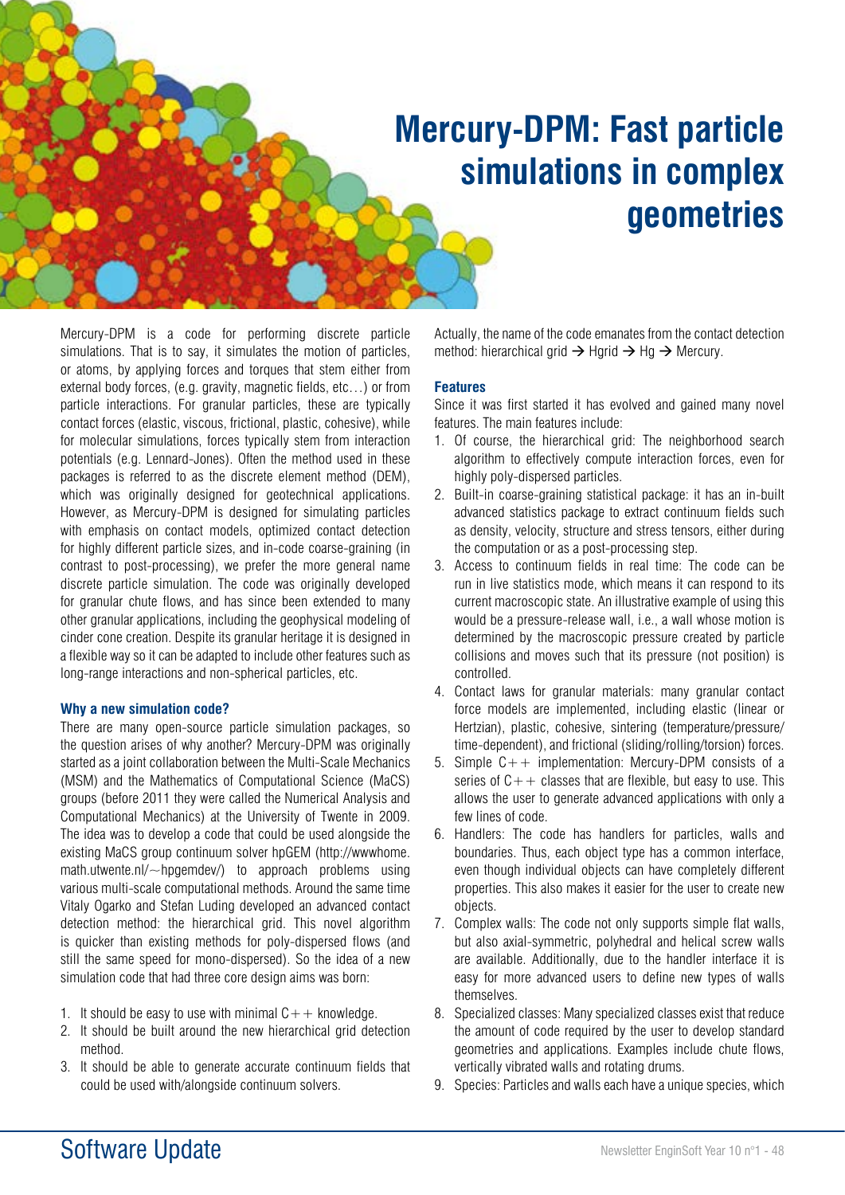# Mercury-DPM: Fast particle simulations in complex geometries

Mercury-DPM is a code for performing discrete particle simulations. That is to say, it simulates the motion of particles, or atoms, by applying forces and torques that stem either from external body forces, (e.g. gravity, magnetic fields, etc…) or from particle interactions. For granular particles, these are typically contact forces (elastic, viscous, frictional, plastic, cohesive), while for molecular simulations, forces typically stem from interaction potentials (e.g. Lennard-Jones). Often the method used in these packages is referred to as the discrete element method (DEM), which was originally designed for geotechnical applications. However, as Mercury-DPM is designed for simulating particles with emphasis on contact models, optimized contact detection for highly different particle sizes, and in-code coarse-graining (in contrast to post-processing), we prefer the more general name discrete particle simulation. The code was originally developed for granular chute flows, and has since been extended to many other granular applications, including the geophysical modeling of cinder cone creation. Despite its granular heritage it is designed in a flexible way so it can be adapted to include other features such as long-range interactions and non-spherical particles, etc.

### Why a new simulation code?

There are many open-source particle simulation packages, so the question arises of why another? Mercury-DPM was originally started as a joint collaboration between the Multi-Scale Mechanics (MSM) and the Mathematics of Computational Science (MaCS) groups (before 2011 they were called the Numerical Analysis and Computational Mechanics) at the University of Twente in 2009. The idea was to develop a code that could be used alongside the existing MaCS group continuum solver hpGEM (http://wwwhome.math.utwente.nl/~hpgemdev/) to approach problems using various multi-scale computational methods. Around the same time Vitaly Ogarko and Stefan Luding developed an advanced contact detection method: the hierarchical grid. This novel algorithm is quicker than existing methods for poly-dispersed flows (and still the same speed for mono-dispersed). So the idea of a new simulation code that had three core design aims was born:

1. It should be easy to use with minimal C++ knowledge.
2. It should be built around the new hierarchical grid detection method.
3. It should be able to generate accurate continuum fields that could be used with/alongside continuum solvers.

Actually, the name of the code emanates from the contact detection method: hierarchical grid → Hgrid → Hg → Mercury.

### Features

Since it was first started it has evolved and gained many novel features. The main features include:

1. Of course, the hierarchical grid: The neighborhood search algorithm to effectively compute interaction forces, even for highly poly-dispersed particles.
2. Built-in coarse-graining statistical package: it has an in-built advanced statistics package to extract continuum fields such as density, velocity, structure and stress tensors, either during the computation or as a post-processing step.
3. Access to continuum fields in real time: The code can be run in live statistics mode, which means it can respond to its current macroscopic state. An illustrative example of using this would be a pressure-release wall, i.e., a wall whose motion is determined by the macroscopic pressure created by particle collisions and moves such that its pressure (not position) is controlled.
4. Contact laws for granular materials: many granular contact force models are implemented, including elastic (linear or Hertzian), plastic, cohesive, sintering (temperature/pressure/time-dependent), and frictional (sliding/rolling/torsion) forces.
5. Simple C++ implementation: Mercury-DPM consists of a series of C++ classes that are flexible, but easy to use. This allows the user to generate advanced applications with only a few lines of code.
6. Handlers: The code has handlers for particles, walls and boundaries. Thus, each object type has a common interface, even though individual objects can have completely different properties. This also makes it easier for the user to create new objects.
7. Complex walls: The code not only supports simple flat walls, but also axial-symmetric, polyhedral and helical screw walls are available. Additionally, due to the handler interface it is easy for more advanced users to define new types of walls themselves.
8. Specialized classes: Many specialized classes exist that reduce the amount of code required by the user to develop standard geometries and applications. Examples include chute flows, vertically vibrated walls and rotating drums.
9. Species: Particles and walls each have a unique species, which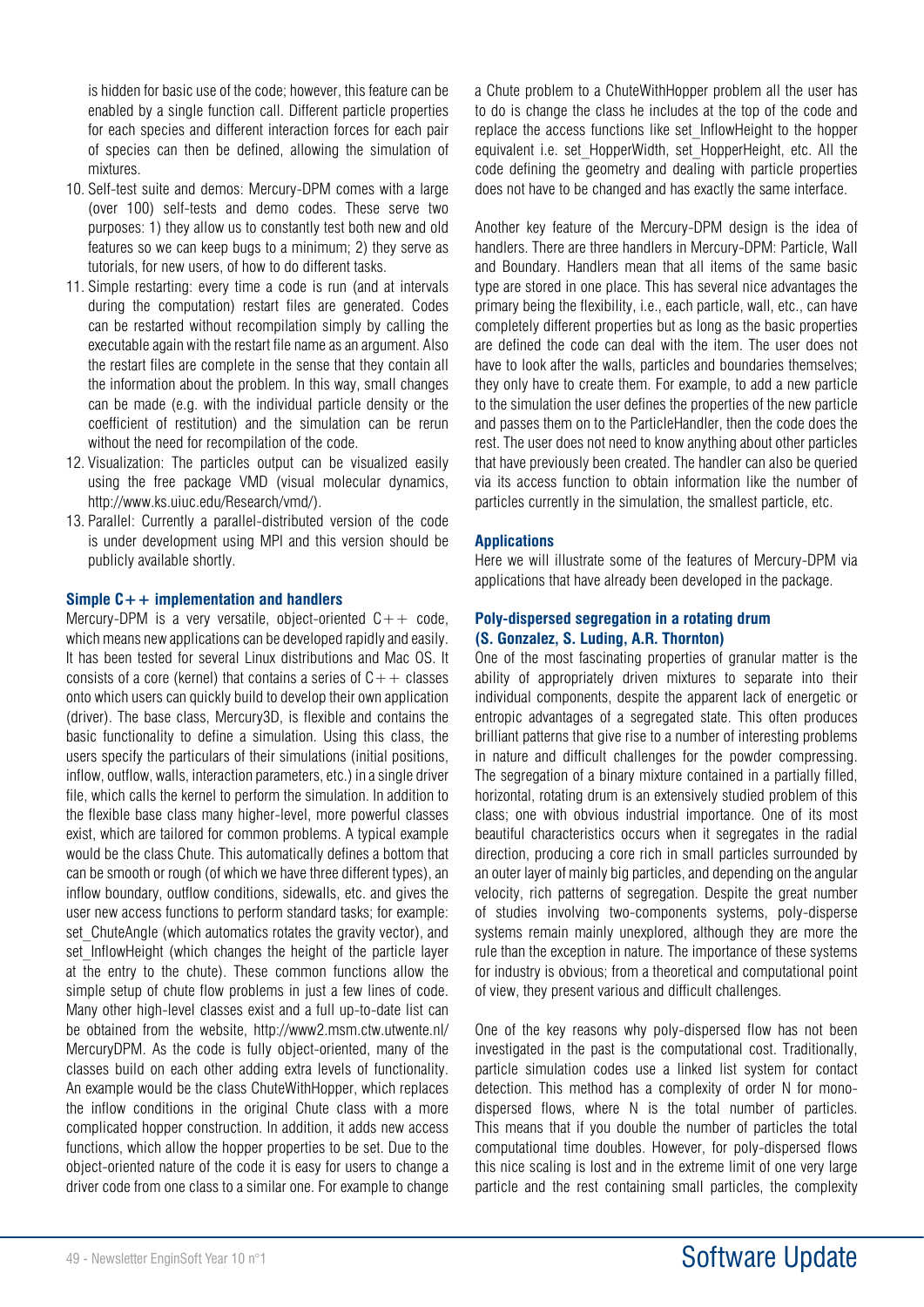is hidden for basic use of the code; however, this feature can be enabled by a single function call. Different particle properties for each species and different interaction forces for each pair of species can then be defined, allowing the simulation of mixtures.

10. Self-test suite and demos: Mercury-DPM comes with a large (over 100) self-tests and demo codes. These serve two purposes: 1) they allow us to constantly test both new and old features so we can keep bugs to a minimum; 2) they serve as tutorials, for new users, of how to do different tasks.
11. Simple restarting: every time a code is run (and at intervals during the computation) restart files are generated. Codes can be restarted without recompilation simply by calling the executable again with the restart file name as an argument. Also the restart files are complete in the sense that they contain all the information about the problem. In this way, small changes can be made (e.g. with the individual particle density or the coefficient of restitution) and the simulation can be rerun without the need for recompilation of the code.
12. Visualization: The particles output can be visualized easily using the free package VMD (visual molecular dynamics, http://www.ks.uiuc.edu/Research/vmd/).
13. Parallel: Currently a parallel-distributed version of the code is under development using MPI and this version should be publicly available shortly.

### Simple C++ implementation and handlers

Mercury-DPM is a very versatile, object-oriented C++ code, which means new applications can be developed rapidly and easily. It has been tested for several Linux distributions and Mac OS. It consists of a core (kernel) that contains a series of C++ classes onto which users can quickly build to develop their own application (driver). The base class, Mercury3D, is flexible and contains the basic functionality to define a simulation. Using this class, the users specify the particulars of their simulations (initial positions, inflow, outflow, walls, interaction parameters, etc.) in a single driver file, which calls the kernel to perform the simulation. In addition to the flexible base class many higher-level, more powerful classes exist, which are tailored for common problems. A typical example would be the class Chute. This automatically defines a bottom that can be smooth or rough (of which we have three different types), an inflow boundary, outflow conditions, sidewalls, etc. and gives the user new access functions to perform standard tasks; for example: set_ChuteAngle (which automatics rotates the gravity vector), and set_InflowHeight (which changes the height of the particle layer at the entry to the chute). These common functions allow the simple setup of chute flow problems in just a few lines of code. Many other high-level classes exist and a full up-to-date list can be obtained from the website, http://www2.msm.ctw.utwente.nl/MercuryDPM. As the code is fully object-oriented, many of the classes build on each other adding extra levels of functionality. An example would be the class ChuteWithHopper, which replaces the inflow conditions in the original Chute class with a more complicated hopper construction. In addition, it adds new access functions, which allow the hopper properties to be set. Due to the object-oriented nature of the code it is easy for users to change a driver code from one class to a similar one. For example to change a Chute problem to a ChuteWithHopper problem all the user has to do is change the class he includes at the top of the code and replace the access functions like set_InflowHeight to the hopper equivalent i.e. set_HopperWidth, set_HopperHeight, etc. All the code defining the geometry and dealing with particle properties does not have to be changed and has exactly the same interface.

Another key feature of the Mercury-DPM design is the idea of handlers. There are three handlers in Mercury-DPM: Particle, Wall and Boundary. Handlers mean that all items of the same basic type are stored in one place. This has several nice advantages the primary being the flexibility, i.e., each particle, wall, etc., can have completely different properties but as long as the basic properties are defined the code can deal with the item. The user does not have to look after the walls, particles and boundaries themselves; they only have to create them. For example, to add a new particle to the simulation the user defines the properties of the new particle and passes them on to the ParticleHandler, then the code does the rest. The user does not need to know anything about other particles that have previously been created. The handler can also be queried via its access function to obtain information like the number of particles currently in the simulation, the smallest particle, etc.

### Applications

Here we will illustrate some of the features of Mercury-DPM via applications that have already been developed in the package.

### Poly-dispersed segregation in a rotating drum (S. Gonzalez, S. Luding, A.R. Thornton)

One of the most fascinating properties of granular matter is the ability of appropriately driven mixtures to separate into their individual components, despite the apparent lack of energetic or entropic advantages of a segregated state. This often produces brilliant patterns that give rise to a number of interesting problems in nature and difficult challenges for the powder compressing. The segregation of a binary mixture contained in a partially filled, horizontal, rotating drum is an extensively studied problem of this class; one with obvious industrial importance. One of its most beautiful characteristics occurs when it segregates in the radial direction, producing a core rich in small particles surrounded by an outer layer of mainly big particles, and depending on the angular velocity, rich patterns of segregation. Despite the great number of studies involving two-components systems, poly-disperse systems remain mainly unexplored, although they are more the rule than the exception in nature. The importance of these systems for industry is obvious; from a theoretical and computational point of view, they present various and difficult challenges.

One of the key reasons why poly-dispersed flow has not been investigated in the past is the computational cost. Traditionally, particle simulation codes use a linked list system for contact detection. This method has a complexity of order N for mono-dispersed flows, where N is the total number of particles. This means that if you double the number of particles the total computational time doubles. However, for poly-dispersed flows this nice scaling is lost and in the extreme limit of one very large particle and the rest containing small particles, the complexity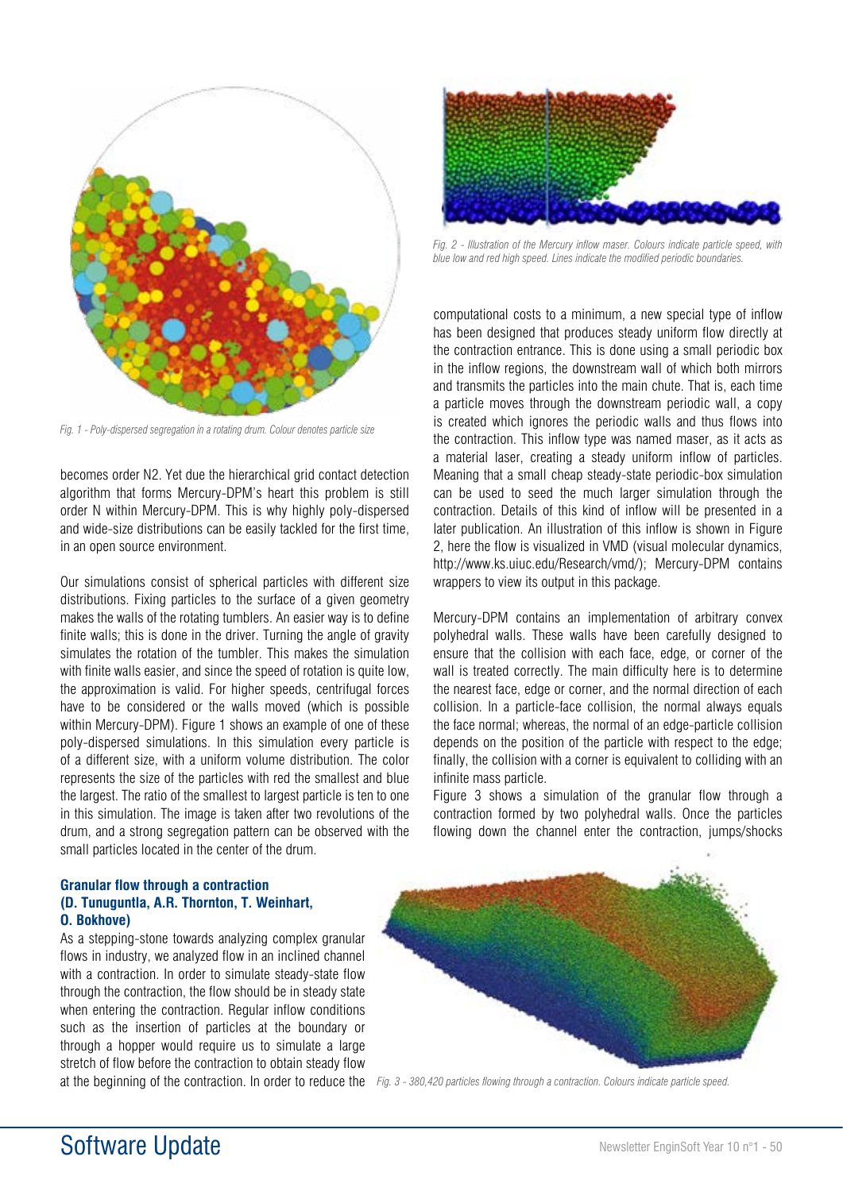Fig. 1 - Poly-dispersed segregation in a rotating drum. Colour denotes particle size

becomes order N2. Yet due the hierarchical grid contact detection algorithm that forms Mercury-DPM's heart this problem is still order N within Mercury-DPM. This is why highly poly-dispersed and wide-size distributions can be easily tackled for the first time, in an open source environment.

Our simulations consist of spherical particles with different size distributions. Fixing particles to the surface of a given geometry makes the walls of the rotating tumblers. An easier way is to define finite walls; this is done in the driver. Turning the angle of gravity simulates the rotation of the tumbler. This makes the simulation with finite walls easier, and since the speed of rotation is quite low, the approximation is valid. For higher speeds, centrifugal forces have to be considered or the walls moved (which is possible within Mercury-DPM). Figure 1 shows an example of one of these poly-dispersed simulations. In this simulation every particle is of a different size, with a uniform volume distribution. The color represents the size of the particles with red the smallest and blue the largest. The ratio of the smallest to largest particle is ten to one in this simulation. The image is taken after two revolutions of the drum, and a strong segregation pattern can be observed with the small particles located in the center of the drum.

### Granular flow through a contraction
**(D. Tunuguntla, A.R. Thornton, T. Weinhart, O. Bokhove)**

As a stepping-stone towards analyzing complex granular flows in industry, we analyzed flow in an inclined channel with a contraction. In order to simulate steady-state flow through the contraction, the flow should be in steady state when entering the contraction. Regular inflow conditions such as the insertion of particles at the boundary or through a hopper would require us to simulate a large stretch of flow before the contraction to obtain steady flow at the beginning of the contraction. In order to reduce the computational costs to a minimum, a new special type of inflow has been designed that produces steady uniform flow directly at the contraction entrance. This is done using a small periodic box in the inflow regions, the downstream wall of which both mirrors and transmits the particles into the main chute. That is, each time a particle moves through the downstream periodic wall, a copy is created which ignores the periodic walls and thus flows into the contraction. This inflow type was named maser, as it acts as a material laser, creating a steady uniform inflow of particles. Meaning that a small cheap steady-state periodic-box simulation can be used to seed the much larger simulation through the contraction. Details of this kind of inflow will be presented in a later publication. An illustration of this inflow is shown in Figure 2, here the flow is visualized in VMD (visual molecular dynamics, http://www.ks.uiuc.edu/Research/vmd/); Mercury-DPM contains wrappers to view its output in this package.

Fig. 2 - Illustration of the Mercury inflow maser. Colours indicate particle speed, with blue low and red high speed. Lines indicate the modified periodic boundaries.

Mercury-DPM contains an implementation of arbitrary convex polyhedral walls. These walls have been carefully designed to ensure that the collision with each face, edge, or corner of the wall is treated correctly. The main difficulty here is to determine the nearest face, edge or corner, and the normal direction of each collision. In a particle-face collision, the normal always equals the face normal; whereas, the normal of an edge-particle collision depends on the position of the particle with respect to the edge; finally, the collision with a corner is equivalent to colliding with an infinite mass particle.

Figure 3 shows a simulation of the granular flow through a contraction formed by two polyhedral walls. Once the particles flowing down the channel enter the contraction, jumps/shocks

Fig. 3 - 380,420 particles flowing through a contraction. Colours indicate particle speed.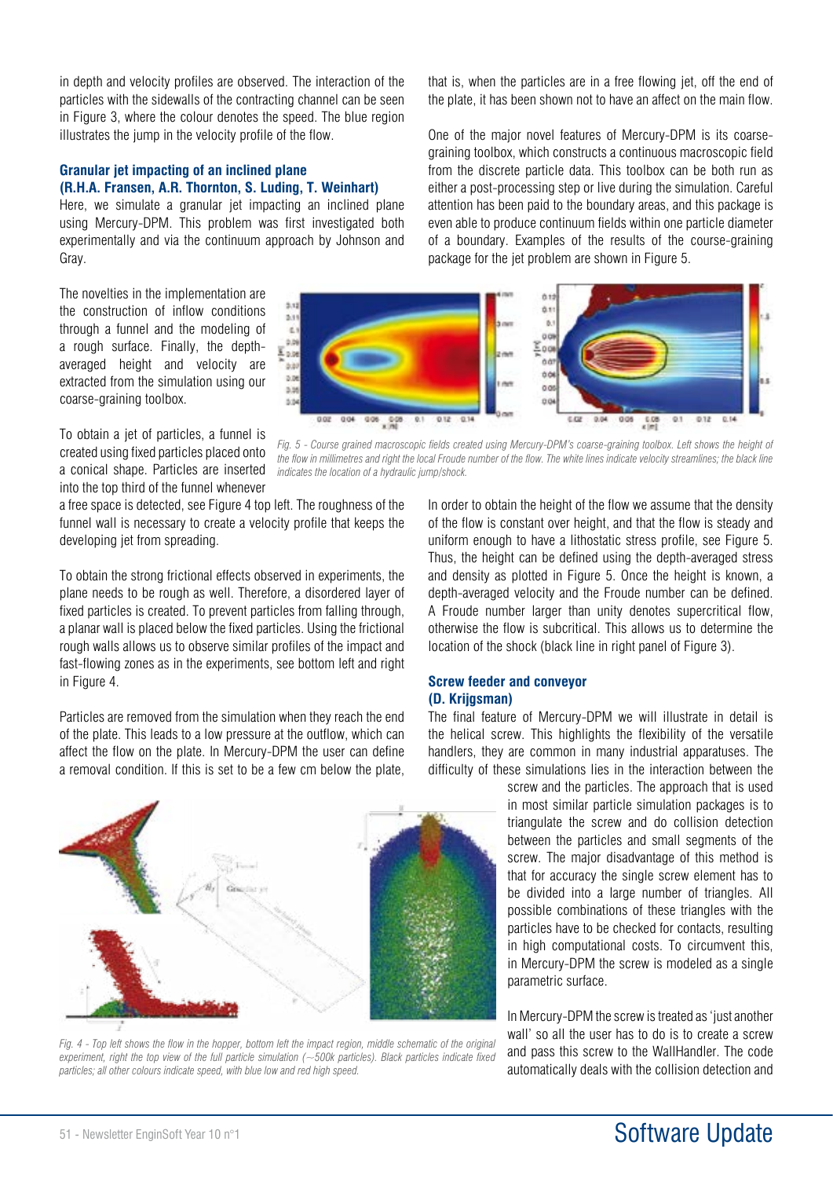in depth and velocity profiles are observed. The interaction of the particles with the sidewalls of the contracting channel can be seen in Figure 3, where the colour denotes the speed. The blue region illustrates the jump in the velocity profile of the flow.

### Granular jet impacting of an inclined plane
**(R.H.A. Fransen, A.R. Thornton, S. Luding, T. Weinhart)**

Here, we simulate a granular jet impacting an inclined plane using Mercury-DPM. This problem was first investigated both experimentally and via the continuum approach by Johnson and Gray.

The novelties in the implementation are the construction of inflow conditions through a funnel and the modeling of a rough surface. Finally, the depth-averaged height and velocity are extracted from the simulation using our coarse-graining toolbox.

To obtain a jet of particles, a funnel is created using fixed particles placed onto a conical shape. Particles are inserted into the top third of the funnel whenever a free space is detected, see Figure 4 top left. The roughness of the funnel wall is necessary to create a velocity profile that keeps the developing jet from spreading.

To obtain the strong frictional effects observed in experiments, the plane needs to be rough as well. Therefore, a disordered layer of fixed particles is created. To prevent particles from falling through, a planar wall is placed below the fixed particles. Using the frictional rough walls allows us to observe similar profiles of the impact and fast-flowing zones as in the experiments, see bottom left and right in Figure 4.

Particles are removed from the simulation when they reach the end of the plate. This leads to a low pressure at the outflow, which can affect the flow on the plate. In Mercury-DPM the user can define a removal condition. If this is set to be a few cm below the plate, that is, when the particles are in a free flowing jet, off the end of the plate, it has been shown not to have an affect on the main flow.

*Fig. 4 - Top left shows the flow in the hopper, bottom left the impact region, middle schematic of the original experiment, right the top view of the full particle simulation (~500k particles). Black particles indicate fixed particles; all other colours indicate speed, with blue low and red high speed.*

One of the major novel features of Mercury-DPM is its coarse-graining toolbox, which constructs a continuous macroscopic field from the discrete particle data. This toolbox can be both run as either a post-processing step or live during the simulation. Careful attention has been paid to the boundary areas, and this package is even able to produce continuum fields within one particle diameter of a boundary. Examples of the results of the course-graining package for the jet problem are shown in Figure 5.

*Fig. 5 - Course grained macroscopic fields created using Mercury-DPM's coarse-graining toolbox. Left shows the height of the flow in millimetres and right the local Froude number of the flow. The white lines indicate velocity streamlines; the black line indicates the location of a hydraulic jump/shock.*

In order to obtain the height of the flow we assume that the density of the flow is constant over height, and that the flow is steady and uniform enough to have a lithostatic stress profile, see Figure 5. Thus, the height can be defined using the depth-averaged stress and density as plotted in Figure 5. Once the height is known, a depth-averaged velocity and the Froude number can be defined. A Froude number larger than unity denotes supercritical flow, otherwise the flow is subcritical. This allows us to determine the location of the shock (black line in right panel of Figure 3).

### Screw feeder and conveyor
**(D. Krijgsman)**

The final feature of Mercury-DPM we will illustrate in detail is the helical screw. This highlights the flexibility of the versatile handlers, they are common in many industrial apparatuses. The difficulty of these simulations lies in the interaction between the screw and the particles. The approach that is used in most similar particle simulation packages is to triangulate the screw and do collision detection between the particles and small segments of the screw. The major disadvantage of this method is that for accuracy the single screw element has to be divided into a large number of triangles. All possible combinations of these triangles with the particles have to be checked for contacts, resulting in high computational costs. To circumvent this, in Mercury-DPM the screw is modeled as a single parametric surface.

In Mercury-DPM the screw is treated as 'just another wall' so all the user has to do is to create a screw and pass this screw to the WallHandler. The code automatically deals with the collision detection and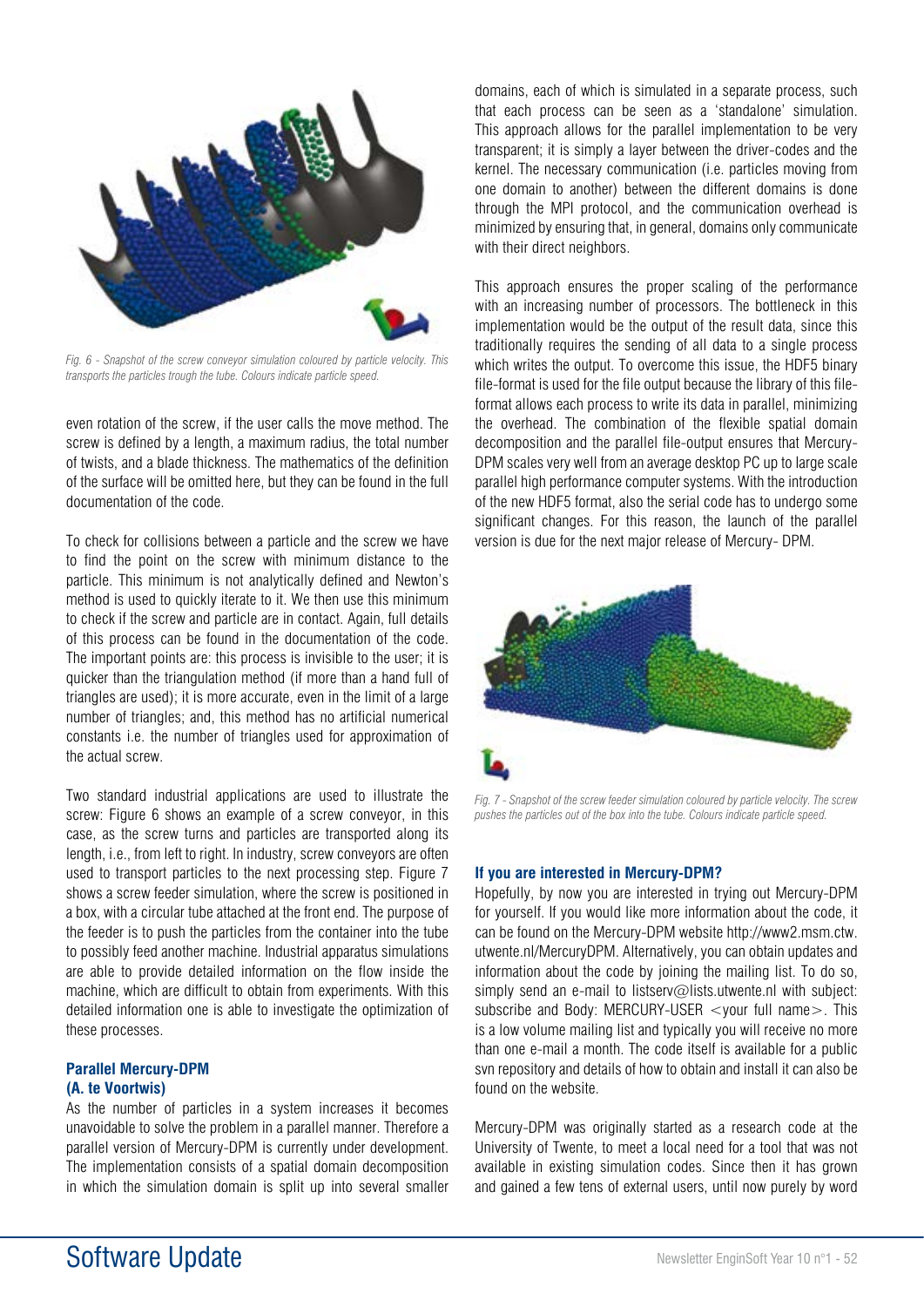*Fig. 6 - Snapshot of the screw conveyor simulation coloured by particle velocity. This transports the particles trough the tube. Colours indicate particle speed.*

even rotation of the screw, if the user calls the move method. The screw is defined by a length, a maximum radius, the total number of twists, and a blade thickness. The mathematics of the definition of the surface will be omitted here, but they can be found in the full documentation of the code.

To check for collisions between a particle and the screw we have to find the point on the screw with minimum distance to the particle. This minimum is not analytically defined and Newton's method is used to quickly iterate to it. We then use this minimum to check if the screw and particle are in contact. Again, full details of this process can be found in the documentation of the code. The important points are: this process is invisible to the user; it is quicker than the triangulation method (if more than a hand full of triangles are used); it is more accurate, even in the limit of a large number of triangles; and, this method has no artificial numerical constants i.e. the number of triangles used for approximation of the actual screw.

Two standard industrial applications are used to illustrate the screw: Figure 6 shows an example of a screw conveyor, in this case, as the screw turns and particles are transported along its length, i.e., from left to right. In industry, screw conveyors are often used to transport particles to the next processing step. Figure 7 shows a screw feeder simulation, where the screw is positioned in a box, with a circular tube attached at the front end. The purpose of the feeder is to push the particles from the container into the tube to possibly feed another machine. Industrial apparatus simulations are able to provide detailed information on the flow inside the machine, which are difficult to obtain from experiments. With this detailed information one is able to investigate the optimization of these processes.

### Parallel Mercury-DPM (A. te Voortwis)

As the number of particles in a system increases it becomes unavoidable to solve the problem in a parallel manner. Therefore a parallel version of Mercury-DPM is currently under development. The implementation consists of a spatial domain decomposition in which the simulation domain is split up into several smaller domains, each of which is simulated in a separate process, such that each process can be seen as a 'standalone' simulation. This approach allows for the parallel implementation to be very transparent; it is simply a layer between the driver-codes and the kernel. The necessary communication (i.e. particles moving from one domain to another) between the different domains is done through the MPI protocol, and the communication overhead is minimized by ensuring that, in general, domains only communicate with their direct neighbors.

This approach ensures the proper scaling of the performance with an increasing number of processors. The bottleneck in this implementation would be the output of the result data, since this traditionally requires the sending of all data to a single process which writes the output. To overcome this issue, the HDF5 binary file-format is used for the file output because the library of this file-format allows each process to write its data in parallel, minimizing the overhead. The combination of the flexible spatial domain decomposition and the parallel file-output ensures that Mercury-DPM scales very well from an average desktop PC up to large scale parallel high performance computer systems. With the introduction of the new HDF5 format, also the serial code has to undergo some significant changes. For this reason, the launch of the parallel version is due for the next major release of Mercury- DPM.

*Fig. 7 - Snapshot of the screw feeder simulation coloured by particle velocity. The screw pushes the particles out of the box into the tube. Colours indicate particle speed.*

### If you are interested in Mercury-DPM?

Hopefully, by now you are interested in trying out Mercury-DPM for yourself. If you would like more information about the code, it can be found on the Mercury-DPM website http://www2.msm.ctw.utwente.nl/MercuryDPM. Alternatively, you can obtain updates and information about the code by joining the mailing list. To do so, simply send an e-mail to listserv@lists.utwente.nl with subject: subscribe and Body: MERCURY-USER <your full name>. This is a low volume mailing list and typically you will receive no more than one e-mail a month. The code itself is available for a public svn repository and details of how to obtain and install it can also be found on the website.

Mercury-DPM was originally started as a research code at the University of Twente, to meet a local need for a tool that was not available in existing simulation codes. Since then it has grown and gained a few tens of external users, until now purely by word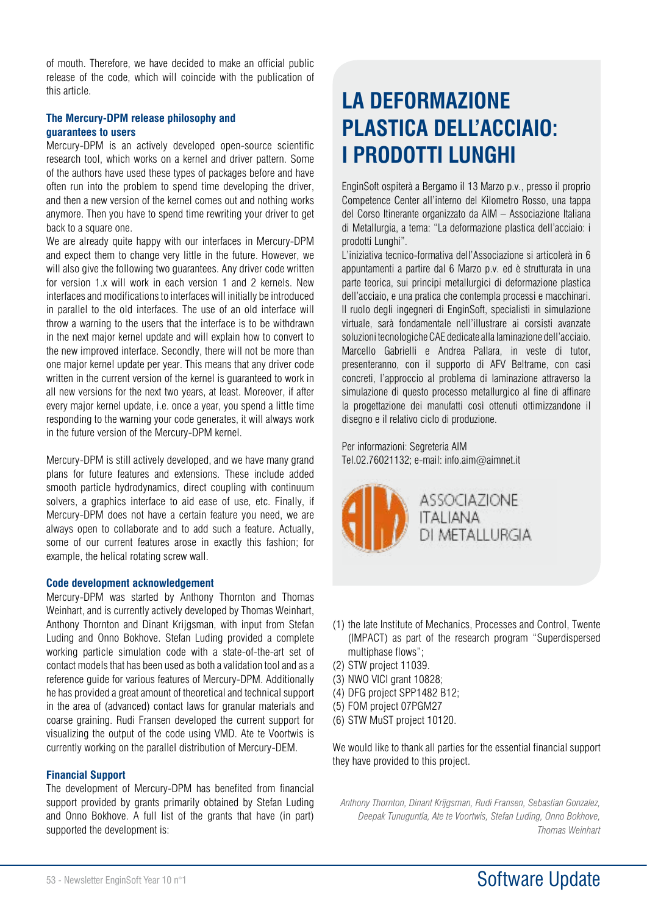of mouth. Therefore, we have decided to make an official public release of the code, which will coincide with the publication of this article.

### The Mercury-DPM release philosophy and guarantees to users

Mercury-DPM is an actively developed open-source scientific research tool, which works on a kernel and driver pattern. Some of the authors have used these types of packages before and have often run into the problem to spend time developing the driver, and then a new version of the kernel comes out and nothing works anymore. Then you have to spend time rewriting your driver to get back to a square one.

We are already quite happy with our interfaces in Mercury-DPM and expect them to change very little in the future. However, we will also give the following two guarantees. Any driver code written for version 1.x will work in each version 1 and 2 kernels. New interfaces and modifications to interfaces will initially be introduced in parallel to the old interfaces. The use of an old interface will throw a warning to the users that the interface is to be withdrawn in the next major kernel update and will explain how to convert to the new improved interface. Secondly, there will not be more than one major kernel update per year. This means that any driver code written in the current version of the kernel is guaranteed to work in all new versions for the next two years, at least. Moreover, if after every major kernel update, i.e. once a year, you spend a little time responding to the warning your code generates, it will always work in the future version of the Mercury-DPM kernel.

Mercury-DPM is still actively developed, and we have many grand plans for future features and extensions. These include added smooth particle hydrodynamics, direct coupling with continuum solvers, a graphics interface to aid ease of use, etc. Finally, if Mercury-DPM does not have a certain feature you need, we are always open to collaborate and to add such a feature. Actually, some of our current features arose in exactly this fashion; for example, the helical rotating screw wall.

### Code development acknowledgement

Mercury-DPM was started by Anthony Thornton and Thomas Weinhart, and is currently actively developed by Thomas Weinhart, Anthony Thornton and Dinant Krijgsman, with input from Stefan Luding and Onno Bokhove. Stefan Luding provided a complete working particle simulation code with a state-of-the-art set of contact models that has been used as both a validation tool and as a reference guide for various features of Mercury-DPM. Additionally he has provided a great amount of theoretical and technical support in the area of (advanced) contact laws for granular materials and coarse graining. Rudi Fransen developed the current support for visualizing the output of the code using VMD. Ate te Voortwis is currently working on the parallel distribution of Mercury-DEM.

### Financial Support

The development of Mercury-DPM has benefited from financial support provided by grants primarily obtained by Stefan Luding and Onno Bokhove. A full list of the grants that have (in part) supported the development is:

(1) the late Institute of Mechanics, Processes and Control, Twente (IMPACT) as part of the research program "Superdispersed multiphase flows";
(2) STW project 11039.
(3) NWO VICI grant 10828;
(4) DFG project SPP1482 B12;
(5) FOM project 07PGM27
(6) STW MuST project 10120.

We would like to thank all parties for the essential financial support they have provided to this project.

*Anthony Thornton, Dinant Krijgsman, Rudi Fransen, Sebastian Gonzalez, Deepak Tunuguntla, Ate te Voortwis, Stefan Luding, Onno Bokhove, Thomas Weinhart*

## LA DEFORMAZIONE PLASTICA DELL'ACCIAIO: I PRODOTTI LUNGHI

EnginSoft ospiterà a Bergamo il 13 Marzo p.v., presso il proprio Competence Center all'interno del Kilometro Rosso, una tappa del Corso Itinerante organizzato da AIM – Associazione Italiana di Metallurgia, a tema: "La deformazione plastica dell'acciaio: i prodotti Lunghi".

L'iniziativa tecnico-formativa dell'Associazione si articolerà in 6 appuntamenti a partire dal 6 Marzo p.v. ed è strutturata in una parte teorica, sui principi metallurgici di deformazione plastica dell'acciaio, e una pratica che contempla processi e macchinari. Il ruolo degli ingegneri di EnginSoft, specialisti in simulazione virtuale, sarà fondamentale nell'illustrare ai corsisti avanzate soluzioni tecnologiche CAE dedicate alla laminazione dell'acciaio. Marcello Gabrielli e Andrea Pallara, in veste di tutor, presenteranno, con il supporto di AFV Beltrame, con casi concreti, l'approccio al problema di laminazione attraverso la simulazione di questo processo metallurgico al fine di affinare la progettazione dei manufatti così ottenuti ottimizzandone il disegno e il relativo ciclo di produzione.

Per informazioni: Segreteria AIM
Tel.02.76021132; e-mail: info.aim@aimnet.it

ASSOCIAZIONE ITALIANA DI METALLURGIA